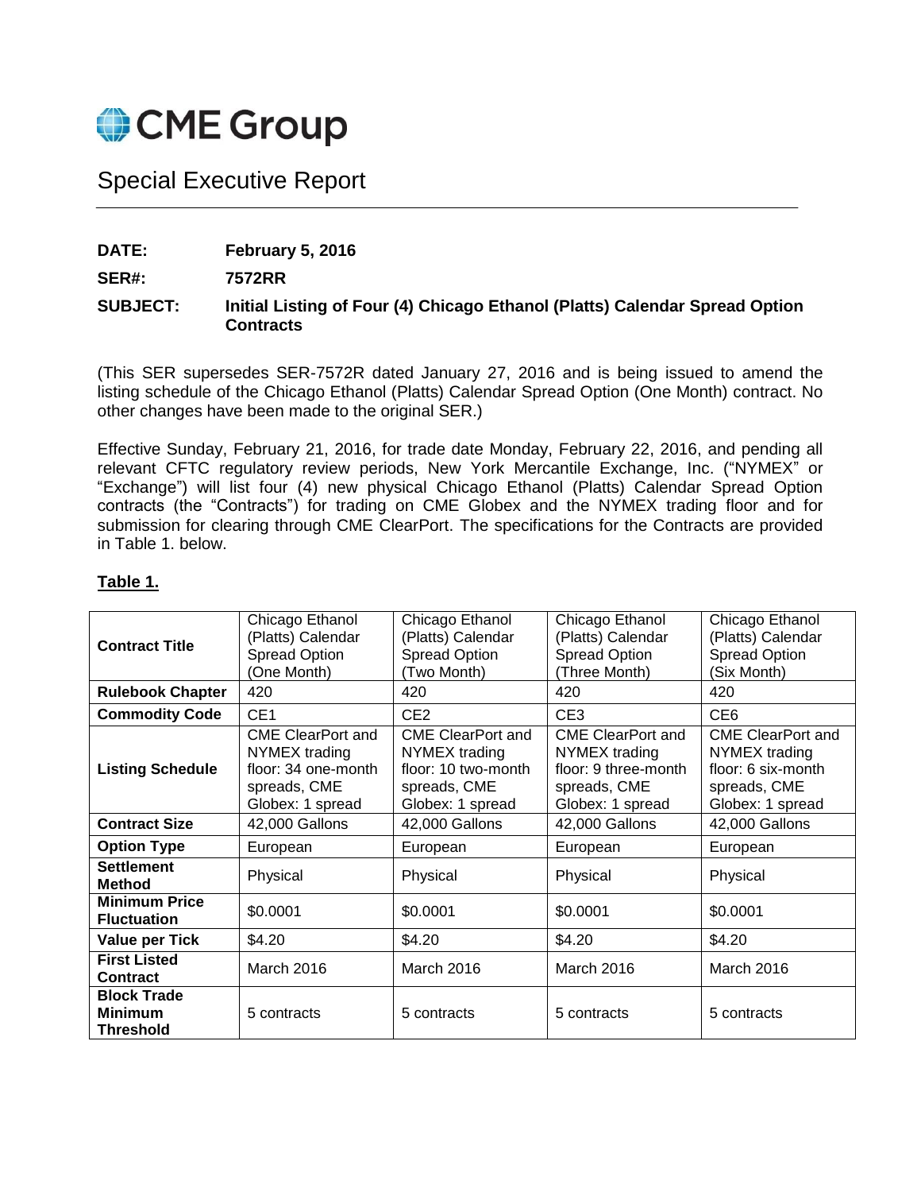CME Group

# Special Executive Report

**DATE:** **February 5, 2016**

**SER#:** **7572RR**

**SUBJECT:** **Initial Listing of Four (4) Chicago Ethanol (Platts) Calendar Spread Option Contracts**

(This SER supersedes SER-7572R dated January 27, 2016 and is being issued to amend the listing schedule of the Chicago Ethanol (Platts) Calendar Spread Option (One Month) contract. No other changes have been made to the original SER.)

Effective Sunday, February 21, 2016, for trade date Monday, February 22, 2016, and pending all relevant CFTC regulatory review periods, New York Mercantile Exchange, Inc. ("NYMEX" or "Exchange") will list four (4) new physical Chicago Ethanol (Platts) Calendar Spread Option contracts (the "Contracts") for trading on CME Globex and the NYMEX trading floor and for submission for clearing through CME ClearPort. The specifications for the Contracts are provided in Table 1. below.

**Table 1.**

| **Contract Title** | Chicago Ethanol (Platts) Calendar Spread Option (One Month) | Chicago Ethanol (Platts) Calendar Spread Option (Two Month) | Chicago Ethanol (Platts) Calendar Spread Option (Three Month) | Chicago Ethanol (Platts) Calendar Spread Option (Six Month) |
|---|---|---|---|---|
| **Rulebook Chapter** | 420 | 420 | 420 | 420 |
| **Commodity Code** | CE1 | CE2 | CE3 | CE6 |
| **Listing Schedule** | CME ClearPort and NYMEX trading floor: 34 one-month spreads, CME Globex: 1 spread | CME ClearPort and NYMEX trading floor: 10 two-month spreads, CME Globex: 1 spread | CME ClearPort and NYMEX trading floor: 9 three-month spreads, CME Globex: 1 spread | CME ClearPort and NYMEX trading floor: 6 six-month spreads, CME Globex: 1 spread |
| **Contract Size** | 42,000 Gallons | 42,000 Gallons | 42,000 Gallons | 42,000 Gallons |
| **Option Type** | European | European | European | European |
| **Settlement Method** | Physical | Physical | Physical | Physical |
| **Minimum Price Fluctuation** | $0.0001 | $0.0001 | $0.0001 | $0.0001 |
| **Value per Tick** | $4.20 | $4.20 | $4.20 | $4.20 |
| **First Listed Contract** | March 2016 | March 2016 | March 2016 | March 2016 |
| **Block Trade Minimum Threshold** | 5 contracts | 5 contracts | 5 contracts | 5 contracts |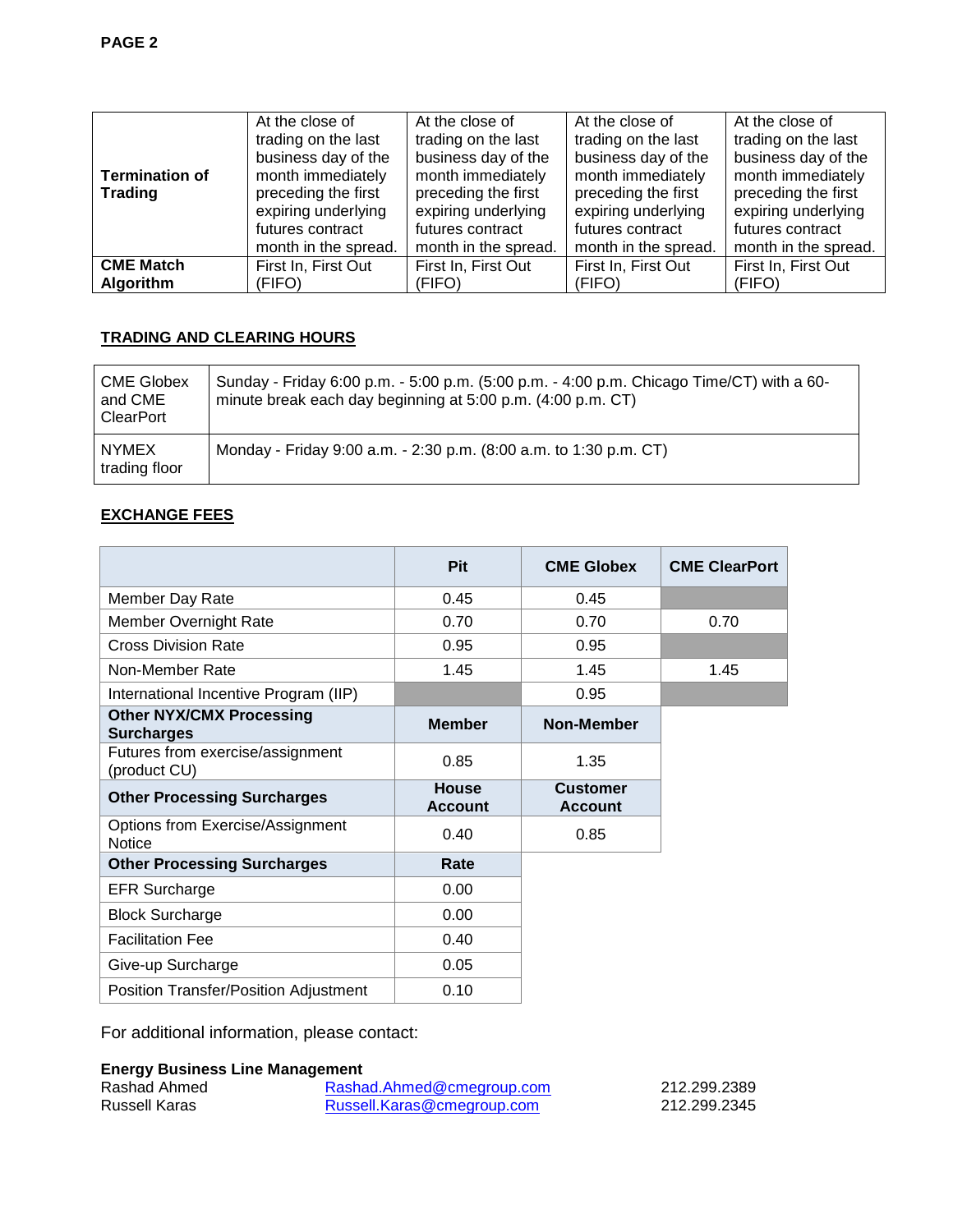| | | | | |
|---|---|---|---|---|
| **Termination of Trading** | At the close of trading on the last business day of the month immediately preceding the first expiring underlying futures contract month in the spread. | At the close of trading on the last business day of the month immediately preceding the first expiring underlying futures contract month in the spread. | At the close of trading on the last business day of the month immediately preceding the first expiring underlying futures contract month in the spread. | At the close of trading on the last business day of the month immediately preceding the first expiring underlying futures contract month in the spread. |
| **CME Match Algorithm** | First In, First Out (FIFO) | First In, First Out (FIFO) | First In, First Out (FIFO) | First In, First Out (FIFO) |

## TRADING AND CLEARING HOURS

| | |
|---|---|
| CME Globex and CME ClearPort | Sunday - Friday 6:00 p.m. - 5:00 p.m. (5:00 p.m. - 4:00 p.m. Chicago Time/CT) with a 60-minute break each day beginning at 5:00 p.m. (4:00 p.m. CT) |
| NYMEX trading floor | Monday - Friday 9:00 a.m. - 2:30 p.m. (8:00 a.m. to 1:30 p.m. CT) |

## EXCHANGE FEES

| | Pit | CME Globex | CME ClearPort |
|---|---|---|---|
| Member Day Rate | 0.45 | 0.45 | |
| Member Overnight Rate | 0.70 | 0.70 | 0.70 |
| Cross Division Rate | 0.95 | 0.95 | |
| Non-Member Rate | 1.45 | 1.45 | 1.45 |
| International Incentive Program (IIP) | | 0.95 | |
| **Other NYX/CMX Processing Surcharges** | **Member** | **Non-Member** | |
| Futures from exercise/assignment (product CU) | 0.85 | 1.35 | |
| **Other Processing Surcharges** | **House Account** | **Customer Account** | |
| Options from Exercise/Assignment Notice | 0.40 | 0.85 | |
| **Other Processing Surcharges** | **Rate** | | |
| EFR Surcharge | 0.00 | | |
| Block Surcharge | 0.00 | | |
| Facilitation Fee | 0.40 | | |
| Give-up Surcharge | 0.05 | | |
| Position Transfer/Position Adjustment | 0.10 | | |

For additional information, please contact:

**Energy Business Line Management**

| | | |
|---|---|---|
| Rashad Ahmed | Rashad.Ahmed@cmegroup.com | 212.299.2389 |
| Russell Karas | Russell.Karas@cmegroup.com | 212.299.2345 |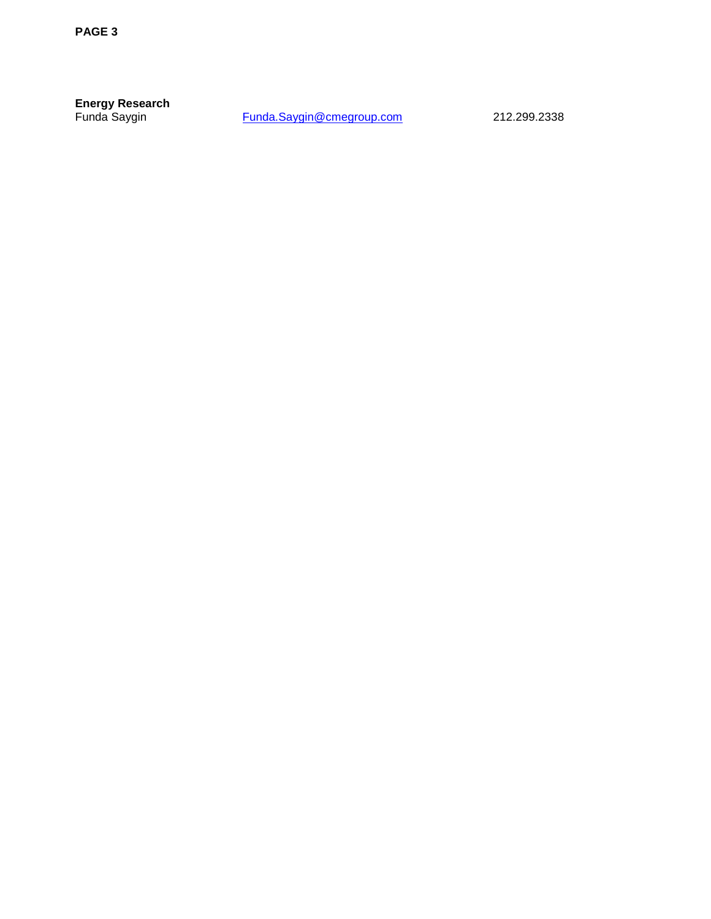**Energy Research**

| | | |
|---|---|---|
| Funda Saygin | Funda.Saygin@cmegroup.com | 212.299.2338 |